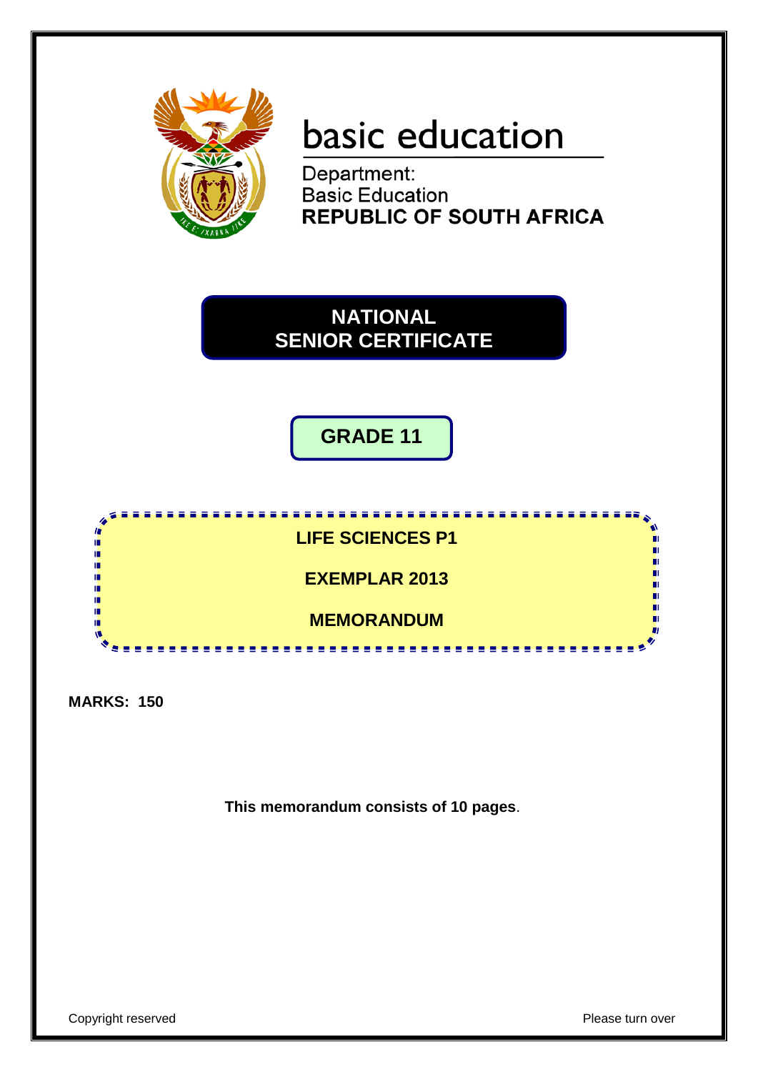basic education

Department:
Basic Education
**REPUBLIC OF SOUTH AFRICA**

# NATIONAL SENIOR CERTIFICATE

## GRADE 11

## LIFE SCIENCES P1

## EXEMPLAR 2013

## MEMORANDUM

**MARKS: 150**

**This memorandum consists of 10 pages.**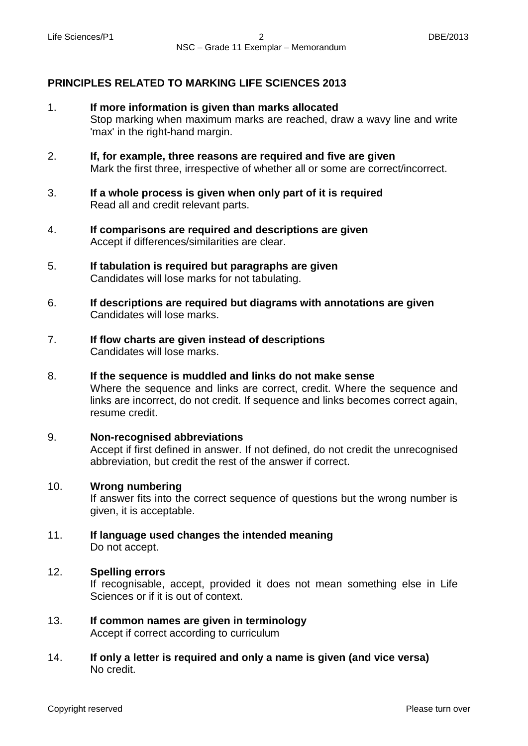## PRINCIPLES RELATED TO MARKING LIFE SCIENCES 2013

1. **If more information is given than marks allocated**
   Stop marking when maximum marks are reached, draw a wavy line and write 'max' in the right-hand margin.

2. **If, for example, three reasons are required and five are given**
   Mark the first three, irrespective of whether all or some are correct/incorrect.

3. **If a whole process is given when only part of it is required**
   Read all and credit relevant parts.

4. **If comparisons are required and descriptions are given**
   Accept if differences/similarities are clear.

5. **If tabulation is required but paragraphs are given**
   Candidates will lose marks for not tabulating.

6. **If descriptions are required but diagrams with annotations are given**
   Candidates will lose marks.

7. **If flow charts are given instead of descriptions**
   Candidates will lose marks.

8. **If the sequence is muddled and links do not make sense**
   Where the sequence and links are correct, credit. Where the sequence and links are incorrect, do not credit. If sequence and links becomes correct again, resume credit.

9. **Non-recognised abbreviations**
   Accept if first defined in answer. If not defined, do not credit the unrecognised abbreviation, but credit the rest of the answer if correct.

10. **Wrong numbering**
    If answer fits into the correct sequence of questions but the wrong number is given, it is acceptable.

11. **If language used changes the intended meaning**
    Do not accept.

12. **Spelling errors**
    If recognisable, accept, provided it does not mean something else in Life Sciences or if it is out of context.

13. **If common names are given in terminology**
    Accept if correct according to curriculum

14. **If only a letter is required and only a name is given (and vice versa)**
    No credit.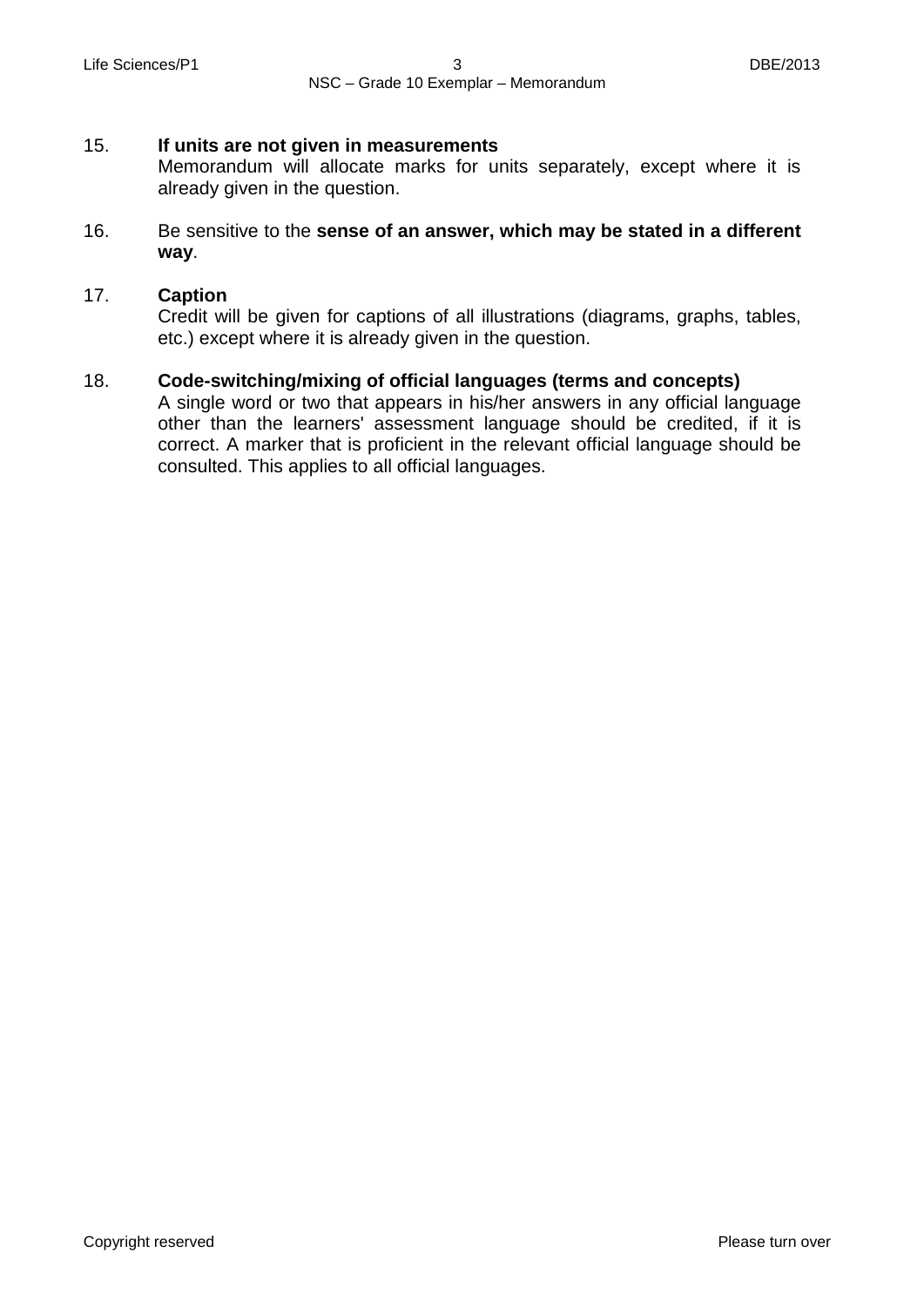15. **If units are not given in measurements**
    Memorandum will allocate marks for units separately, except where it is already given in the question.

16. Be sensitive to the **sense of an answer, which may be stated in a different way**.

17. **Caption**
    Credit will be given for captions of all illustrations (diagrams, graphs, tables, etc.) except where it is already given in the question.

18. **Code-switching/mixing of official languages (terms and concepts)**
    A single word or two that appears in his/her answers in any official language other than the learners' assessment language should be credited, if it is correct. A marker that is proficient in the relevant official language should be consulted. This applies to all official languages.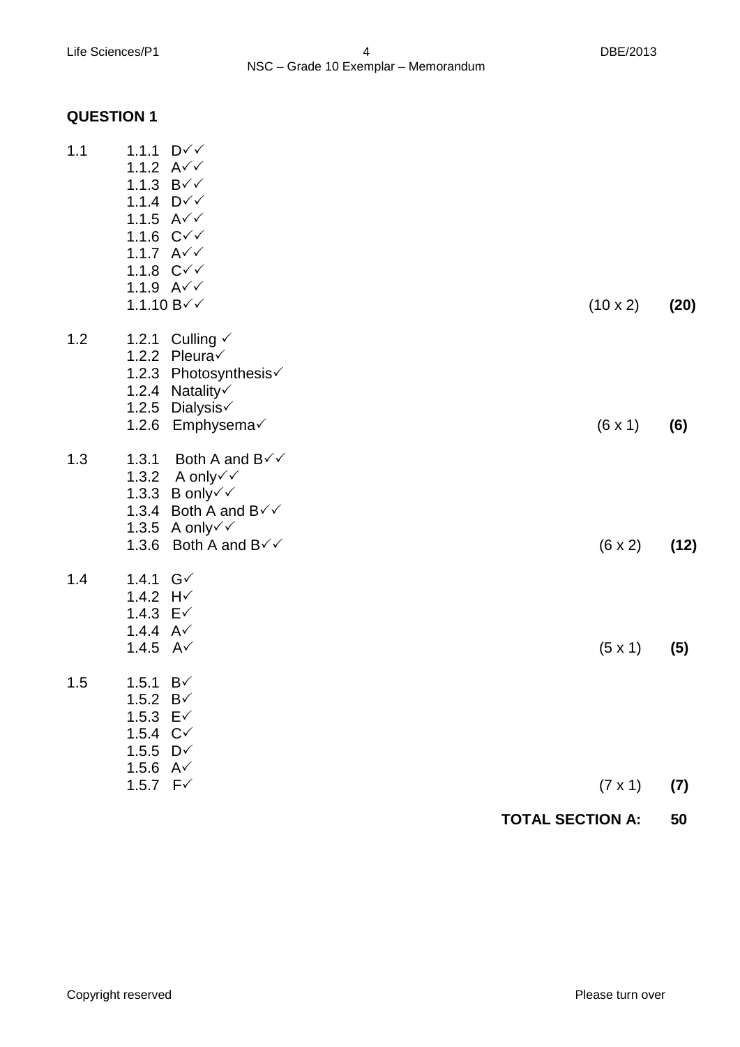## QUESTION 1

| | | | |
|---|---|---|---|
| 1.1 | 1.1.1 D✓✓ | | |
| | 1.1.2 A✓✓ | | |
| | 1.1.3 B✓✓ | | |
| | 1.1.4 D✓✓ | | |
| | 1.1.5 A✓✓ | | |
| | 1.1.6 C✓✓ | | |
| | 1.1.7 A✓✓ | | |
| | 1.1.8 C✓✓ | | |
| | 1.1.9 A✓✓ | | |
| | 1.1.10 B✓✓ | (10 x 2) | **(20)** |
| 1.2 | 1.2.1 Culling ✓ | | |
| | 1.2.2 Pleura✓ | | |
| | 1.2.3 Photosynthesis✓ | | |
| | 1.2.4 Natality✓ | | |
| | 1.2.5 Dialysis✓ | | |
| | 1.2.6 Emphysema✓ | (6 x 1) | **(6)** |
| 1.3 | 1.3.1 Both A and B✓✓ | | |
| | 1.3.2 A only✓✓ | | |
| | 1.3.3 B only✓✓ | | |
| | 1.3.4 Both A and B✓✓ | | |
| | 1.3.5 A only✓✓ | | |
| | 1.3.6 Both A and B✓✓ | (6 x 2) | **(12)** |
| 1.4 | 1.4.1 G✓ | | |
| | 1.4.2 H✓ | | |
| | 1.4.3 E✓ | | |
| | 1.4.4 A✓ | | |
| | 1.4.5 A✓ | (5 x 1) | **(5)** |
| 1.5 | 1.5.1 B✓ | | |
| | 1.5.2 B✓ | | |
| | 1.5.3 E✓ | | |
| | 1.5.4 C✓ | | |
| | 1.5.5 D✓ | | |
| | 1.5.6 A✓ | | |
| | 1.5.7 F✓ | (7 x 1) | **(7)** |

**TOTAL SECTION A: 50**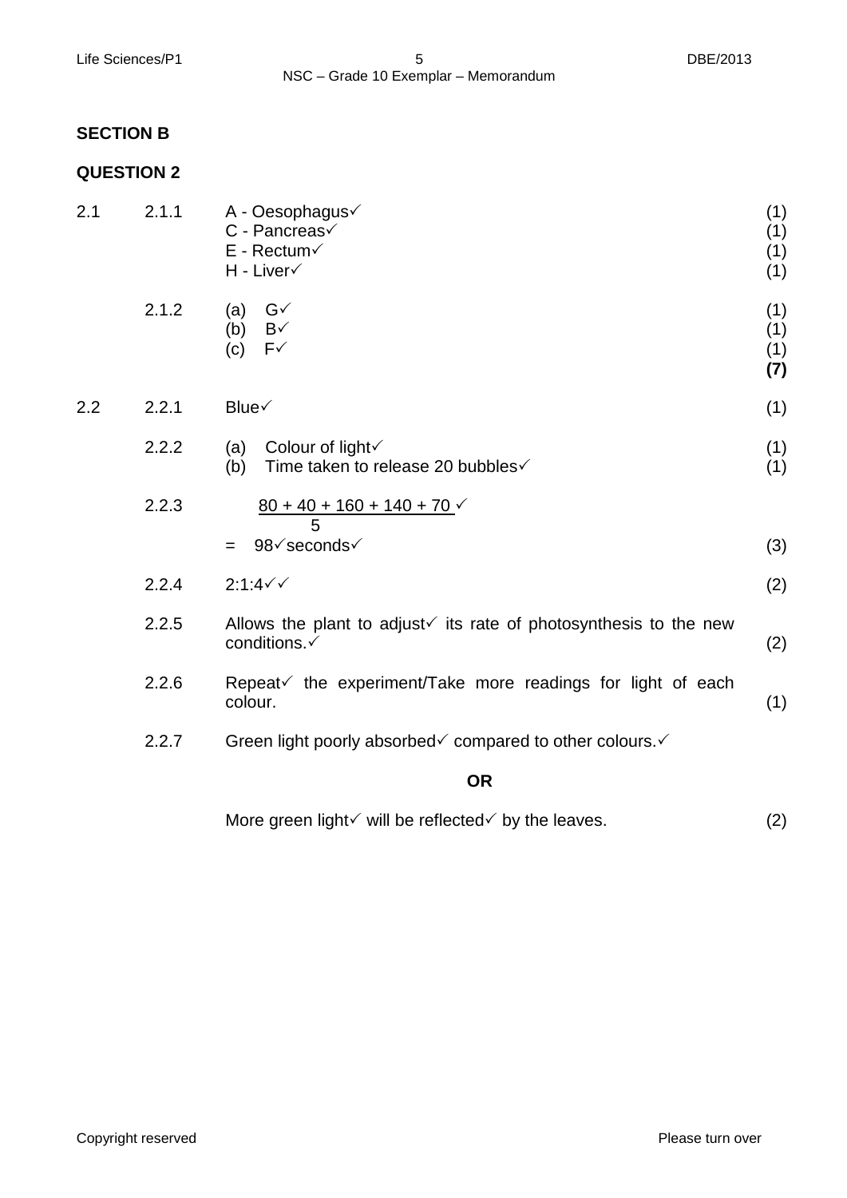## SECTION B

## QUESTION 2

| | | | |
|---|---|---|---|
| 2.1 | 2.1.1 | A - Oesophagus✓ | (1) |
| | | C - Pancreas✓ | (1) |
| | | E - Rectum✓ | (1) |
| | | H - Liver✓ | (1) |
| | 2.1.2 | (a) G✓ | (1) |
| | | (b) B✓ | (1) |
| | | (c) F✓ | (1) |
| | | | **(7)** |
| 2.2 | 2.2.1 | Blue✓ | (1) |
| | 2.2.2 | (a) Colour of light✓ | (1) |
| | | (b) Time taken to release 20 bubbles✓ | (1) |
| | 2.2.3 | $\frac{80 + 40 + 160 + 140 + 70}{5}$ ✓ = 98✓seconds✓ | (3) |
| | 2.2.4 | 2:1:4✓✓ | (2) |
| | 2.2.5 | Allows the plant to adjust✓ its rate of photosynthesis to the new conditions.✓ | (2) |
| | 2.2.6 | Repeat✓ the experiment/Take more readings for light of each colour. | (1) |
| | 2.2.7 | Green light poorly absorbed✓ compared to other colours.✓ **OR** More green light✓ will be reflected✓ by the leaves. | (2) |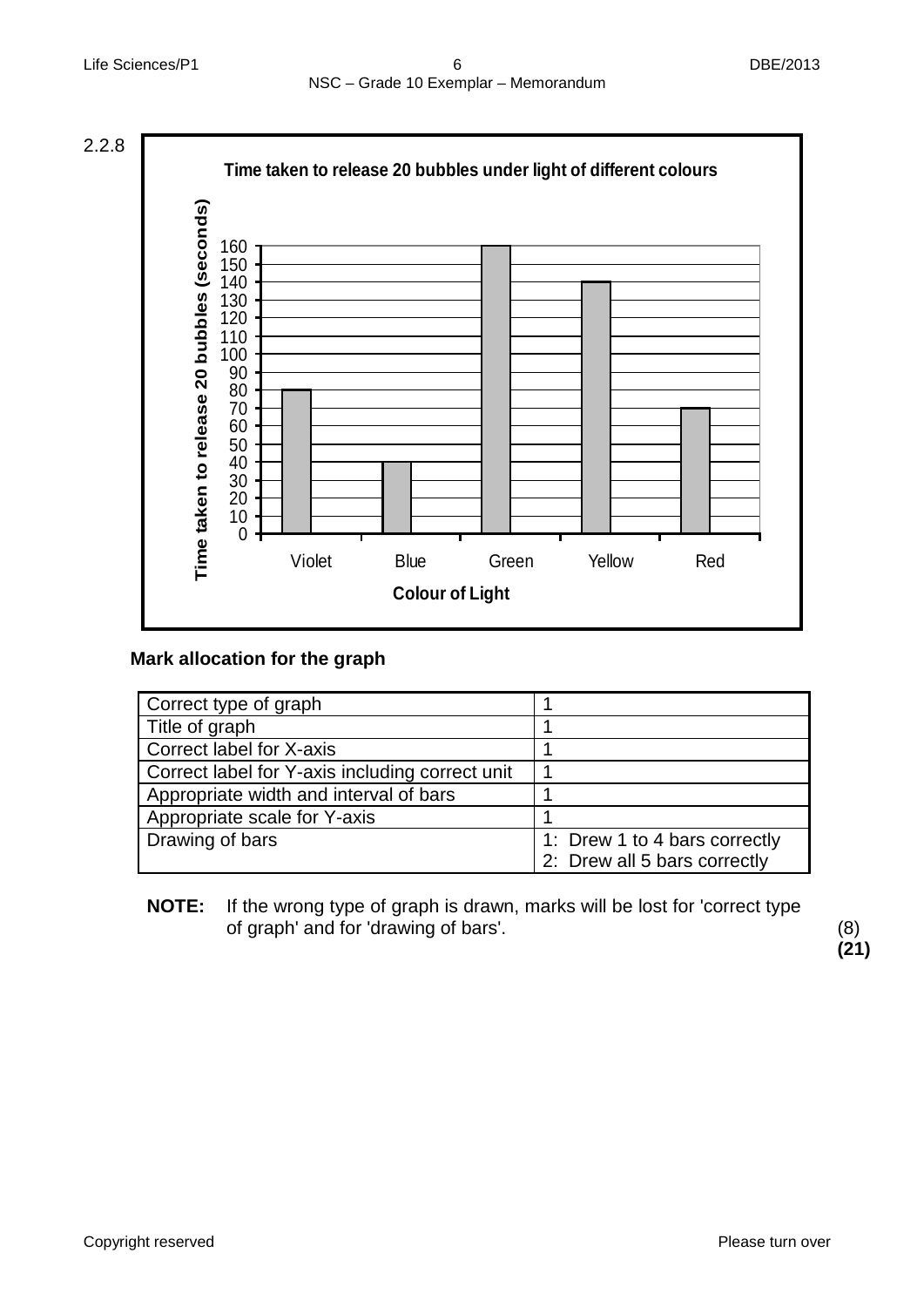2.2.8

**Time taken to release 20 bubbles under light of different colours**

| Colour of Light | Time taken to release 20 bubbles (seconds) |
|---|---|
| Violet | 80 |
| Blue | 40 |
| Green | 160 |
| Yellow | 140 |
| Red | 70 |

**Mark allocation for the graph**

| | |
|---|---|
| Correct type of graph | 1 |
| Title of graph | 1 |
| Correct label for X-axis | 1 |
| Correct label for Y-axis including correct unit | 1 |
| Appropriate width and interval of bars | 1 |
| Appropriate scale for Y-axis | 1 |
| Drawing of bars | 1: Drew 1 to 4 bars correctly<br>2: Drew all 5 bars correctly |

**NOTE:** If the wrong type of graph is drawn, marks will be lost for 'correct type of graph' and for 'drawing of bars'. (8)

**(21)**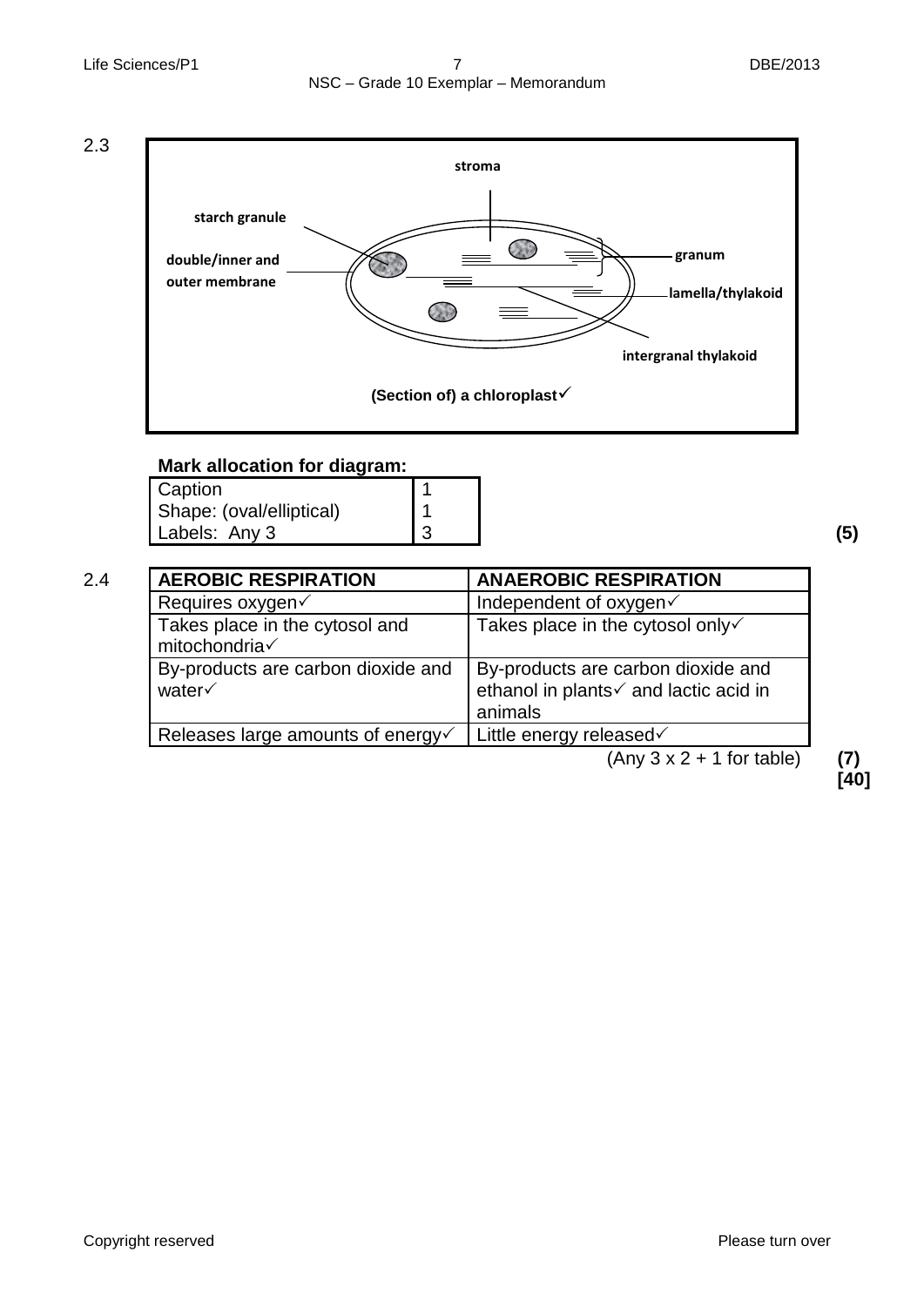2.3

stroma

starch granule

double/inner and outer membrane

granum

lamella/thylakoid

intergranal thylakoid

(Section of) a chloroplast✓

**Mark allocation for diagram:**

| | |
|---|---|
| Caption | 1 |
| Shape: (oval/elliptical) | 1 |
| Labels: Any 3 | 3 |

**(5)**

2.4

| **AEROBIC RESPIRATION** | **ANAEROBIC RESPIRATION** |
|---|---|
| Requires oxygen✓ | Independent of oxygen✓ |
| Takes place in the cytosol and mitochondria✓ | Takes place in the cytosol only✓ |
| By-products are carbon dioxide and water✓ | By-products are carbon dioxide and ethanol in plants✓ and lactic acid in animals |
| Releases large amounts of energy✓ | Little energy released✓ |

(Any 3 x 2 + 1 for table) **(7)**

**[40]**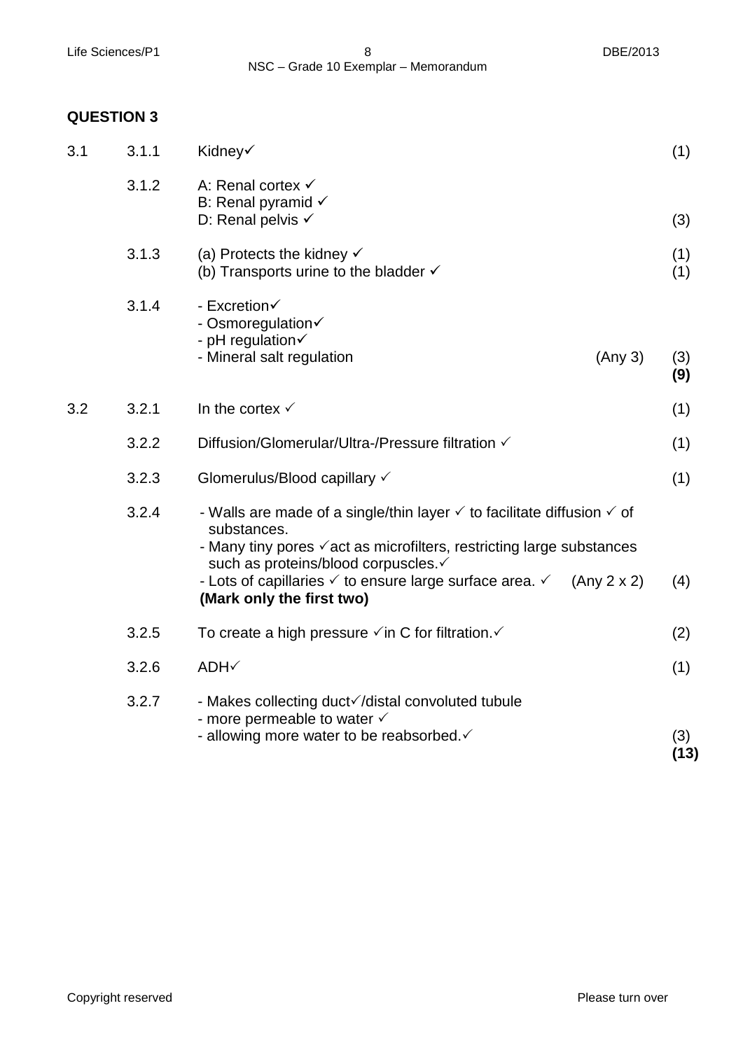## QUESTION 3

| | | | |
|---|---|---|---|
| 3.1 | 3.1.1 | Kidney✓ | (1) |
| | 3.1.2 | A: Renal cortex ✓<br>B: Renal pyramid ✓<br>D: Renal pelvis ✓ | (3) |
| | 3.1.3 | (a) Protects the kidney ✓<br>(b) Transports urine to the bladder ✓ | (1)<br>(1) |
| | 3.1.4 | - Excretion✓<br>- Osmoregulation✓<br>- pH regulation✓<br>- Mineral salt regulation (Any 3) | (3)<br>**(9)** |
| 3.2 | 3.2.1 | In the cortex ✓ | (1) |
| | 3.2.2 | Diffusion/Glomerular/Ultra-/Pressure filtration ✓ | (1) |
| | 3.2.3 | Glomerulus/Blood capillary ✓ | (1) |
| | 3.2.4 | - Walls are made of a single/thin layer ✓ to facilitate diffusion ✓ of substances.<br>- Many tiny pores ✓act as microfilters, restricting large substances such as proteins/blood corpuscles.✓<br>- Lots of capillaries ✓ to ensure large surface area. ✓ (Any 2 x 2)<br>**(Mark only the first two)** | (4) |
| | 3.2.5 | To create a high pressure ✓in C for filtration.✓ | (2) |
| | 3.2.6 | ADH✓ | (1) |
| | 3.2.7 | - Makes collecting duct✓/distal convoluted tubule<br>- more permeable to water ✓<br>- allowing more water to be reabsorbed.✓ | (3)<br>**(13)** |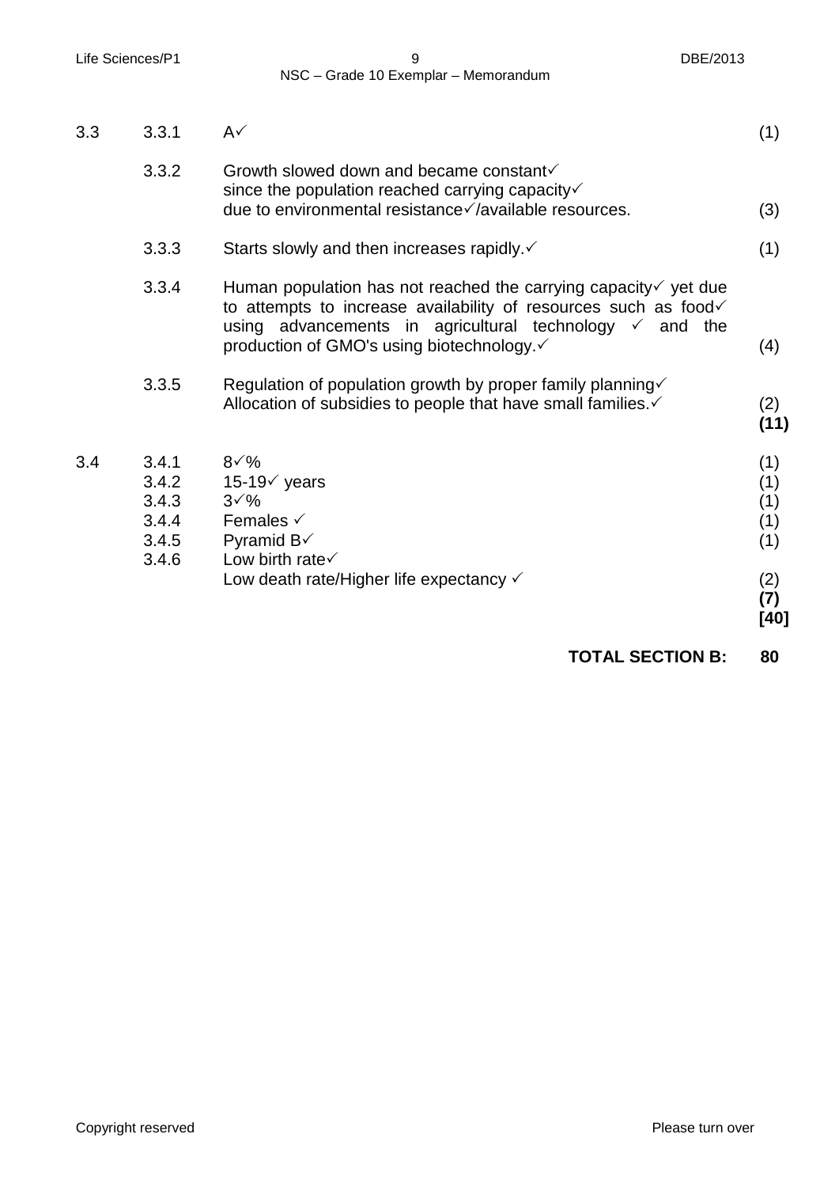| | | | |
|---|---|---|---|
| 3.3 | 3.3.1 | A✓ | (1) |
| | 3.3.2 | Growth slowed down and became constant✓ since the population reached carrying capacity✓ due to environmental resistance✓/available resources. | (3) |
| | 3.3.3 | Starts slowly and then increases rapidly.✓ | (1) |
| | 3.3.4 | Human population has not reached the carrying capacity✓ yet due to attempts to increase availability of resources such as food✓ using advancements in agricultural technology ✓ and the production of GMO's using biotechnology.✓ | (4) |
| | 3.3.5 | Regulation of population growth by proper family planning✓ Allocation of subsidies to people that have small families.✓ | (2) **(11)** |
| 3.4 | 3.4.1 | 8✓% | (1) |
| | 3.4.2 | 15-19✓ years | (1) |
| | 3.4.3 | 3✓% | (1) |
| | 3.4.4 | Females ✓ | (1) |
| | 3.4.5 | Pyramid B✓ | (1) |
| | 3.4.6 | Low birth rate✓ Low death rate/Higher life expectancy ✓ | (2) **(7)** **[40]** |

**TOTAL SECTION B: 80**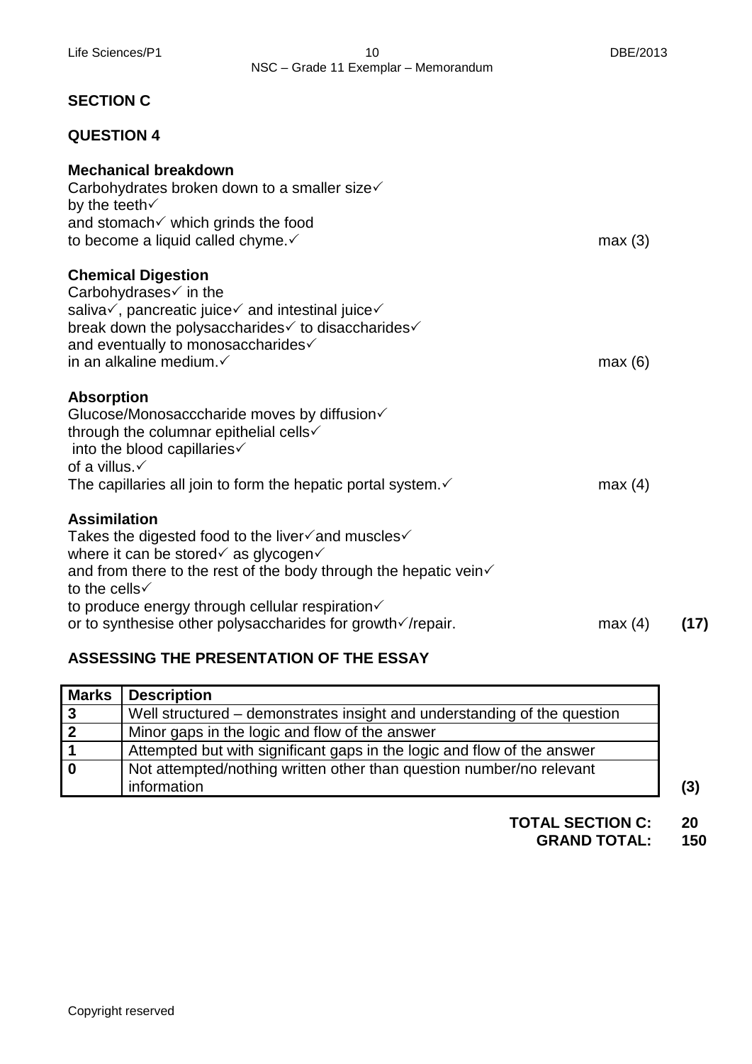## SECTION C

## QUESTION 4

**Mechanical breakdown**
Carbohydrates broken down to a smaller size✓
by the teeth✓
and stomach✓ which grinds the food
to become a liquid called chyme.✓ max (3)

**Chemical Digestion**
Carbohydrases✓ in the
saliva✓, pancreatic juice✓ and intestinal juice✓
break down the polysaccharides✓ to disaccharides✓
and eventually to monosaccharides✓
in an alkaline medium.✓ max (6)

**Absorption**
Glucose/Monosacccharide moves by diffusion✓
through the columnar epithelial cells✓
into the blood capillaries✓
of a villus.✓
The capillaries all join to form the hepatic portal system.✓ max (4)

**Assimilation**
Takes the digested food to the liver✓and muscles✓
where it can be stored✓ as glycogen✓
and from there to the rest of the body through the hepatic vein✓
to the cells✓
to produce energy through cellular respiration✓
or to synthesise other polysaccharides for growth✓/repair. max (4) **(17)**

### ASSESSING THE PRESENTATION OF THE ESSAY

| Marks | Description |
|---|---|
| 3 | Well structured – demonstrates insight and understanding of the question |
| 2 | Minor gaps in the logic and flow of the answer |
| 1 | Attempted but with significant gaps in the logic and flow of the answer |
| 0 | Not attempted/nothing written other than question number/no relevant information |

**(3)**

**TOTAL SECTION C: 20**
**GRAND TOTAL: 150**